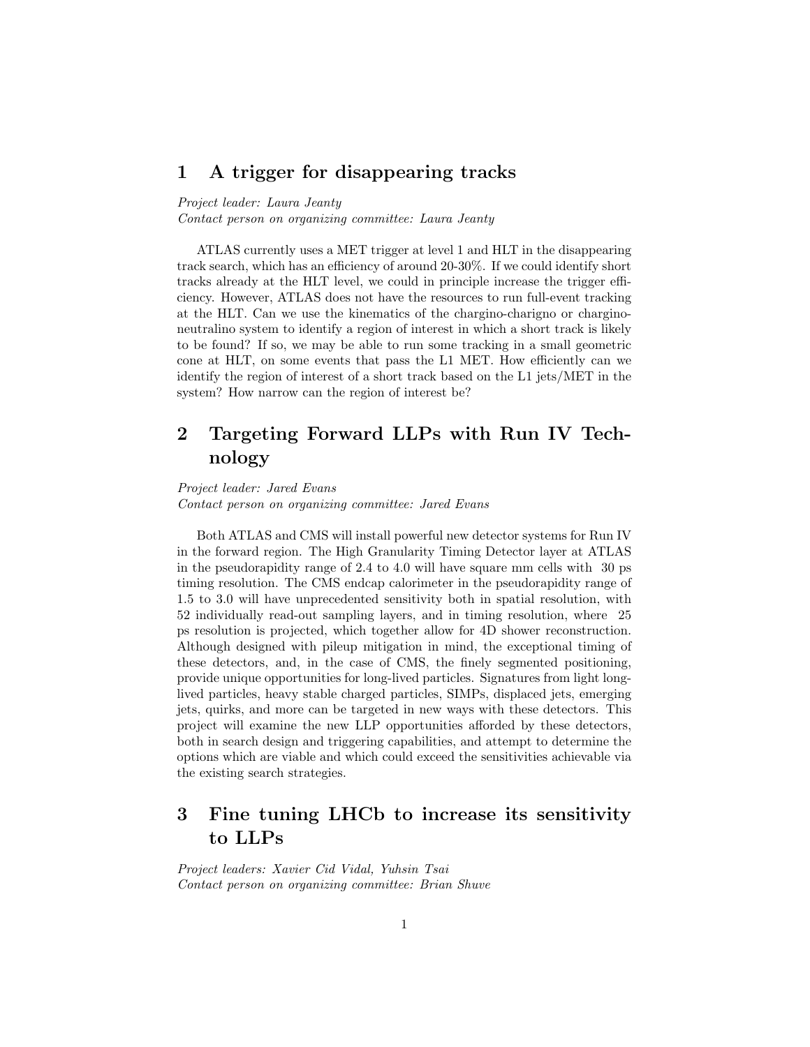## 1 A trigger for disappearing tracks

*Project leader: Laura Jeanty*
*Contact person on organizing committee: Laura Jeanty*

ATLAS currently uses a MET trigger at level 1 and HLT in the disappearing track search, which has an efficiency of around 20-30%. If we could identify short tracks already at the HLT level, we could in principle increase the trigger efficiency. However, ATLAS does not have the resources to run full-event tracking at the HLT. Can we use the kinematics of the chargino-charigno or chargino-neutralino system to identify a region of interest in which a short track is likely to be found? If so, we may be able to run some tracking in a small geometric cone at HLT, on some events that pass the L1 MET. How efficiently can we identify the region of interest of a short track based on the L1 jets/MET in the system? How narrow can the region of interest be?

## 2 Targeting Forward LLPs with Run IV Technology

*Project leader: Jared Evans*
*Contact person on organizing committee: Jared Evans*

Both ATLAS and CMS will install powerful new detector systems for Run IV in the forward region. The High Granularity Timing Detector layer at ATLAS in the pseudorapidity range of 2.4 to 4.0 will have square mm cells with 30 ps timing resolution. The CMS endcap calorimeter in the pseudorapidity range of 1.5 to 3.0 will have unprecedented sensitivity both in spatial resolution, with 52 individually read-out sampling layers, and in timing resolution, where 25 ps resolution is projected, which together allow for 4D shower reconstruction. Although designed with pileup mitigation in mind, the exceptional timing of these detectors, and, in the case of CMS, the finely segmented positioning, provide unique opportunities for long-lived particles. Signatures from light long-lived particles, heavy stable charged particles, SIMPs, displaced jets, emerging jets, quirks, and more can be targeted in new ways with these detectors. This project will examine the new LLP opportunities afforded by these detectors, both in search design and triggering capabilities, and attempt to determine the options which are viable and which could exceed the sensitivities achievable via the existing search strategies.

## 3 Fine tuning LHCb to increase its sensitivity to LLPs

*Project leaders: Xavier Cid Vidal, Yuhsin Tsai*
*Contact person on organizing committee: Brian Shuve*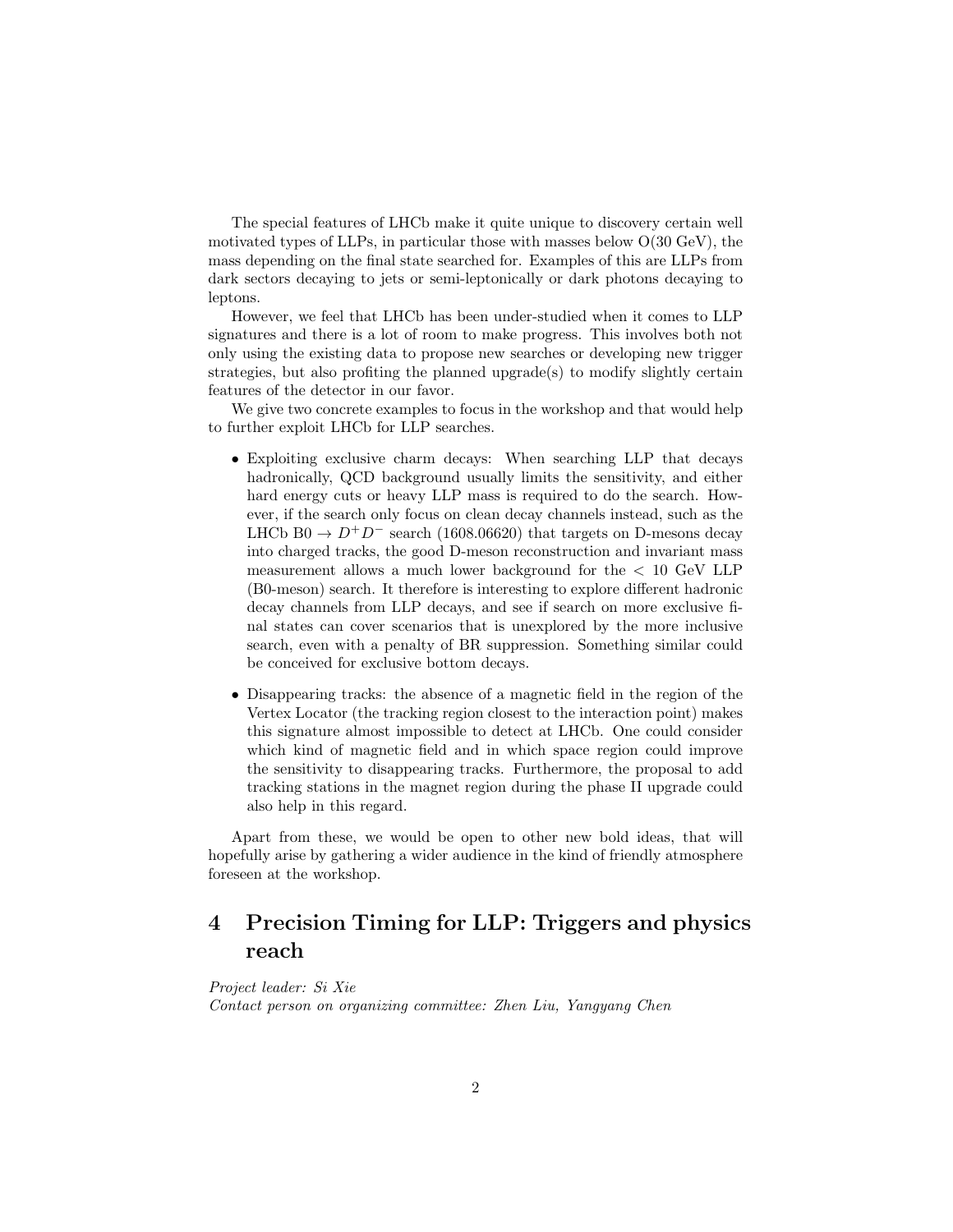The special features of LHCb make it quite unique to discovery certain well motivated types of LLPs, in particular those with masses below O(30 GeV), the mass depending on the final state searched for. Examples of this are LLPs from dark sectors decaying to jets or semi-leptonically or dark photons decaying to leptons.

However, we feel that LHCb has been under-studied when it comes to LLP signatures and there is a lot of room to make progress. This involves both not only using the existing data to propose new searches or developing new trigger strategies, but also profiting the planned upgrade(s) to modify slightly certain features of the detector in our favor.

We give two concrete examples to focus in the workshop and that would help to further exploit LHCb for LLP searches.

- Exploiting exclusive charm decays: When searching LLP that decays hadronically, QCD background usually limits the sensitivity, and either hard energy cuts or heavy LLP mass is required to do the search. However, if the search only focus on clean decay channels instead, such as the LHCb B0 $\to D^+D^-$ search (1608.06620) that targets on D-mesons decay into charged tracks, the good D-meson reconstruction and invariant mass measurement allows a much lower background for the $< 10$ GeV LLP (B0-meson) search. It therefore is interesting to explore different hadronic decay channels from LLP decays, and see if search on more exclusive final states can cover scenarios that is unexplored by the more inclusive search, even with a penalty of BR suppression. Something similar could be conceived for exclusive bottom decays.
- Disappearing tracks: the absence of a magnetic field in the region of the Vertex Locator (the tracking region closest to the interaction point) makes this signature almost impossible to detect at LHCb. One could consider which kind of magnetic field and in which space region could improve the sensitivity to disappearing tracks. Furthermore, the proposal to add tracking stations in the magnet region during the phase II upgrade could also help in this regard.

Apart from these, we would be open to other new bold ideas, that will hopefully arise by gathering a wider audience in the kind of friendly atmosphere foreseen at the workshop.

# 4 Precision Timing for LLP: Triggers and physics reach

*Project leader: Si Xie*
*Contact person on organizing committee: Zhen Liu, Yangyang Chen*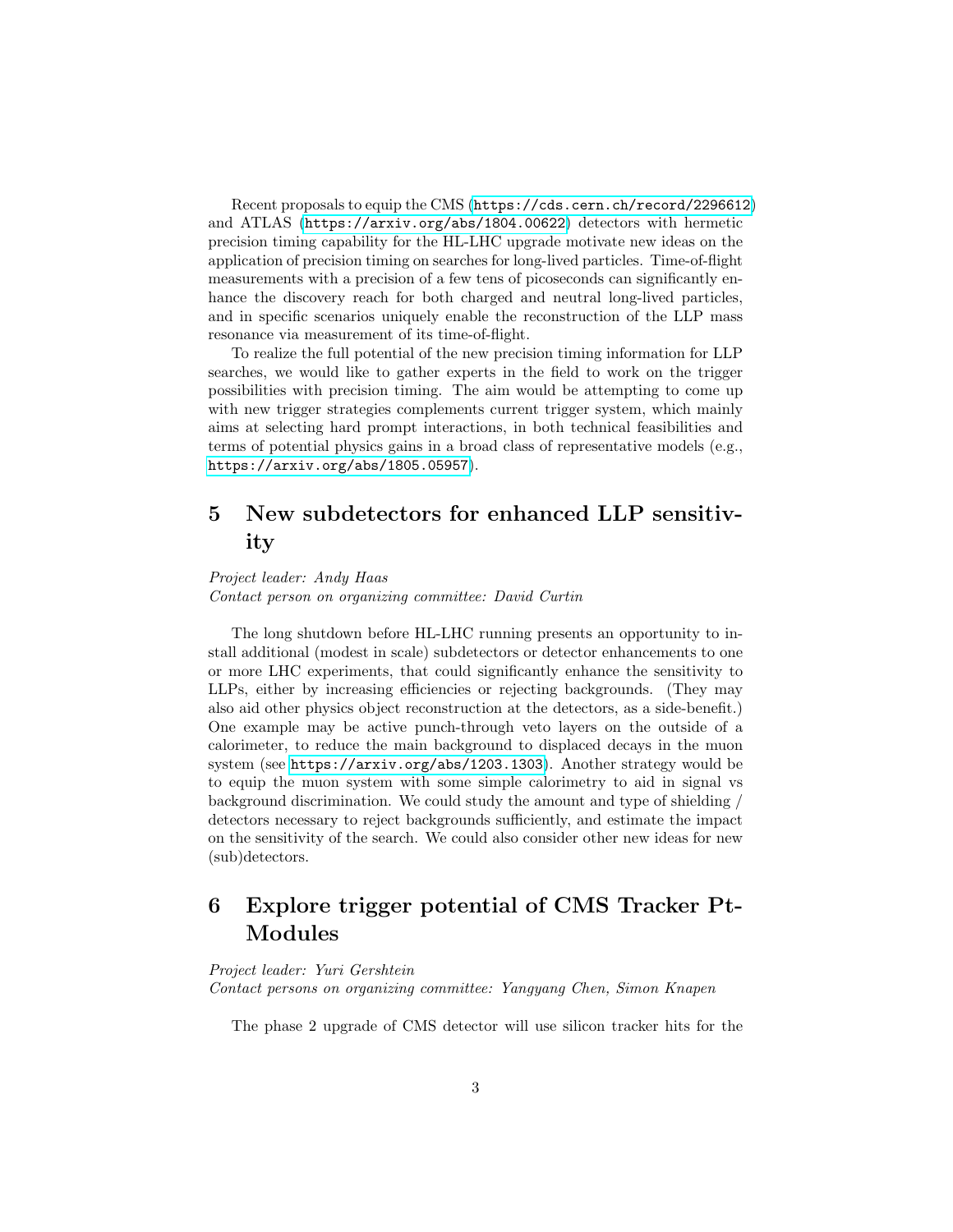Recent proposals to equip the CMS (https://cds.cern.ch/record/2296612) and ATLAS (https://arxiv.org/abs/1804.00622) detectors with hermetic precision timing capability for the HL-LHC upgrade motivate new ideas on the application of precision timing on searches for long-lived particles. Time-of-flight measurements with a precision of a few tens of picoseconds can significantly enhance the discovery reach for both charged and neutral long-lived particles, and in specific scenarios uniquely enable the reconstruction of the LLP mass resonance via measurement of its time-of-flight.

To realize the full potential of the new precision timing information for LLP searches, we would like to gather experts in the field to work on the trigger possibilities with precision timing. The aim would be attempting to come up with new trigger strategies complements current trigger system, which mainly aims at selecting hard prompt interactions, in both technical feasibilities and terms of potential physics gains in a broad class of representative models (e.g., https://arxiv.org/abs/1805.05957).

## 5 New subdetectors for enhanced LLP sensitivity

*Project leader: Andy Haas*
*Contact person on organizing committee: David Curtin*

The long shutdown before HL-LHC running presents an opportunity to install additional (modest in scale) subdetectors or detector enhancements to one or more LHC experiments, that could significantly enhance the sensitivity to LLPs, either by increasing efficiencies or rejecting backgrounds. (They may also aid other physics object reconstruction at the detectors, as a side-benefit.) One example may be active punch-through veto layers on the outside of a calorimeter, to reduce the main background to displaced decays in the muon system (see https://arxiv.org/abs/1203.1303). Another strategy would be to equip the muon system with some simple calorimetry to aid in signal vs background discrimination. We could study the amount and type of shielding / detectors necessary to reject backgrounds sufficiently, and estimate the impact on the sensitivity of the search. We could also consider other new ideas for new (sub)detectors.

## 6 Explore trigger potential of CMS Tracker Pt-Modules

*Project leader: Yuri Gershtein*
*Contact persons on organizing committee: Yangyang Chen, Simon Knapen*

The phase 2 upgrade of CMS detector will use silicon tracker hits for the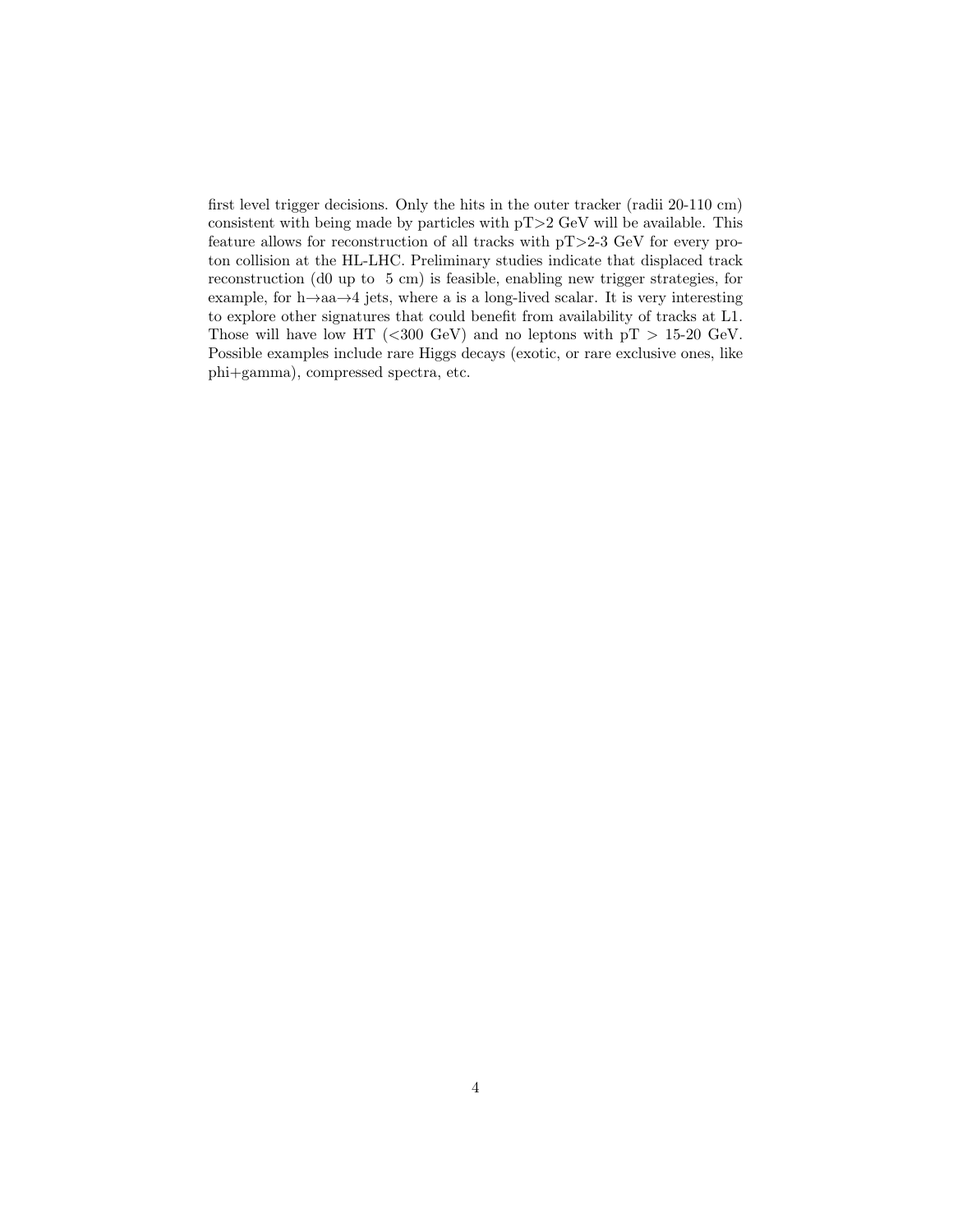first level trigger decisions. Only the hits in the outer tracker (radii 20-110 cm) consistent with being made by particles with pT>2 GeV will be available. This feature allows for reconstruction of all tracks with pT>2-3 GeV for every proton collision at the HL-LHC. Preliminary studies indicate that displaced track reconstruction (d0 up to 5 cm) is feasible, enabling new trigger strategies, for example, for h→aa→4 jets, where a is a long-lived scalar. It is very interesting to explore other signatures that could benefit from availability of tracks at L1. Those will have low HT (<300 GeV) and no leptons with pT > 15-20 GeV. Possible examples include rare Higgs decays (exotic, or rare exclusive ones, like phi+gamma), compressed spectra, etc.